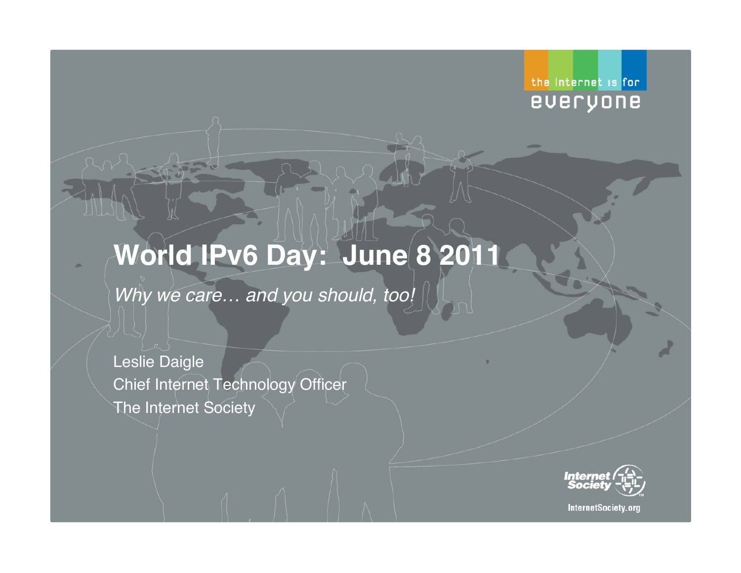the Internet is for everyone

# World IPv6 Day: June 8 2011

*Why we care… and you should, too!*

Leslie Daigle
Chief Internet Technology Officer
The Internet Society

Internet Society
InternetSociety.org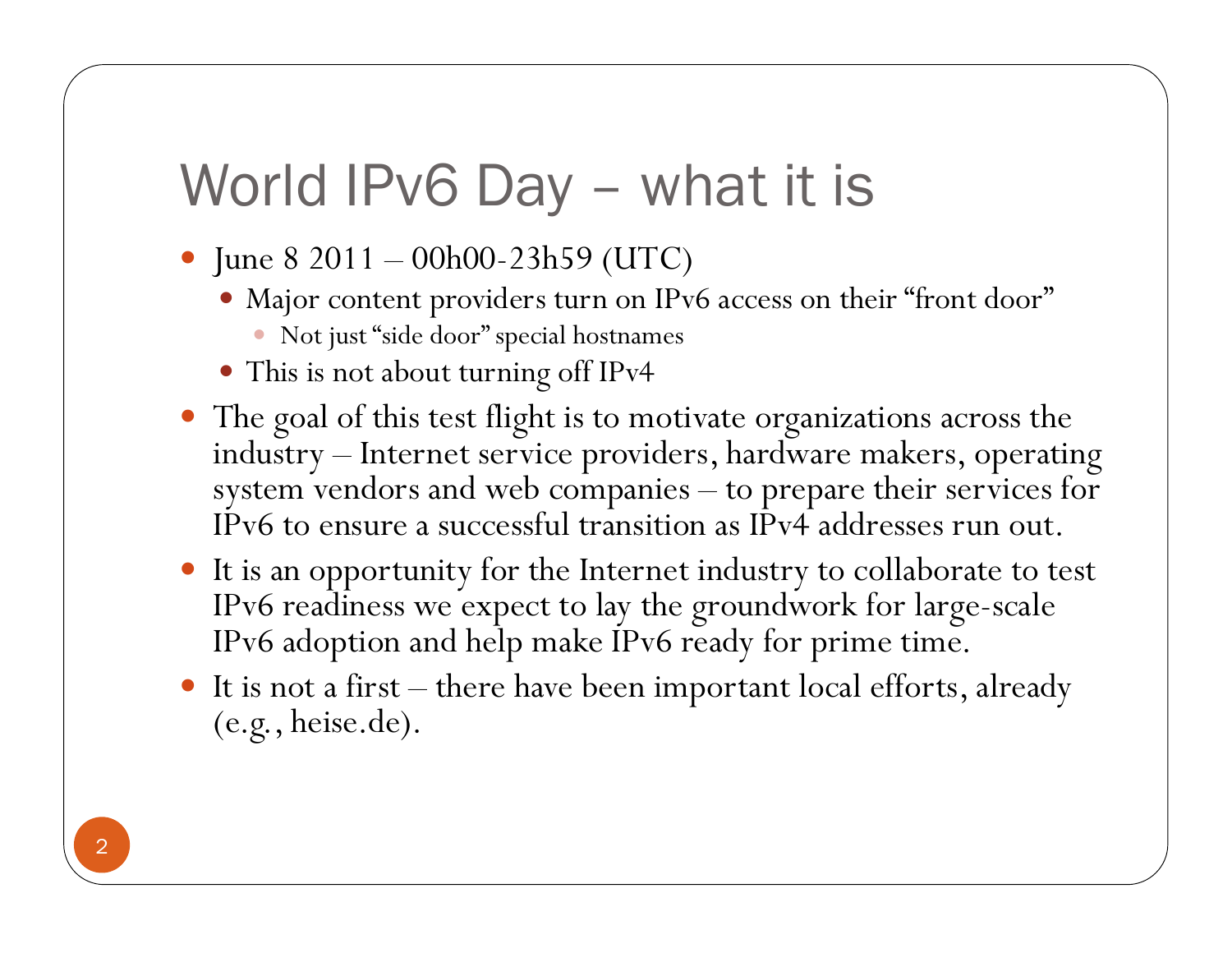# World IPv6 Day – what it is

- June 8 2011 – 00h00-23h59 (UTC)
  - Major content providers turn on IPv6 access on their “front door”
    - Not just “side door” special hostnames
  - This is not about turning off IPv4
- The goal of this test flight is to motivate organizations across the industry – Internet service providers, hardware makers, operating system vendors and web companies – to prepare their services for IPv6 to ensure a successful transition as IPv4 addresses run out.
- It is an opportunity for the Internet industry to collaborate to test IPv6 readiness we expect to lay the groundwork for large-scale IPv6 adoption and help make IPv6 ready for prime time.
- It is not a first – there have been important local efforts, already (e.g., heise.de).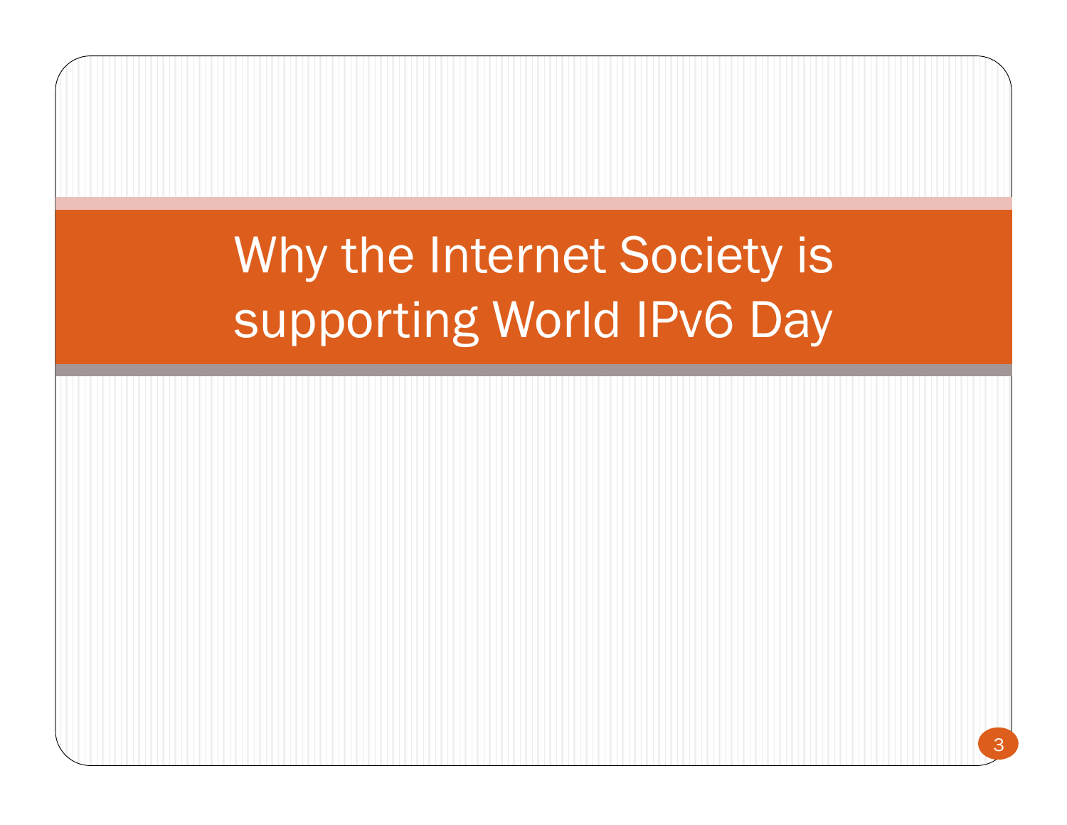# Why the Internet Society is supporting World IPv6 Day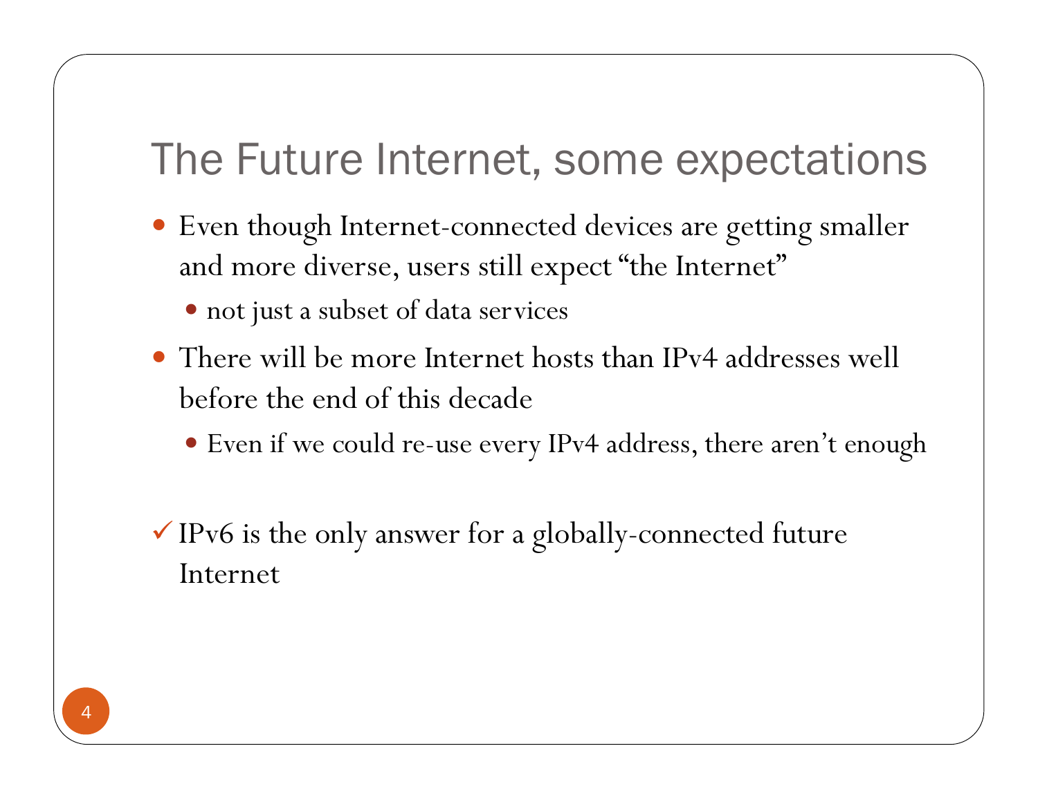# The Future Internet, some expectations

- Even though Internet-connected devices are getting smaller and more diverse, users still expect "the Internet"
  - not just a subset of data services
- There will be more Internet hosts than IPv4 addresses well before the end of this decade
  - Even if we could re-use every IPv4 address, there aren't enough

✓ IPv6 is the only answer for a globally-connected future Internet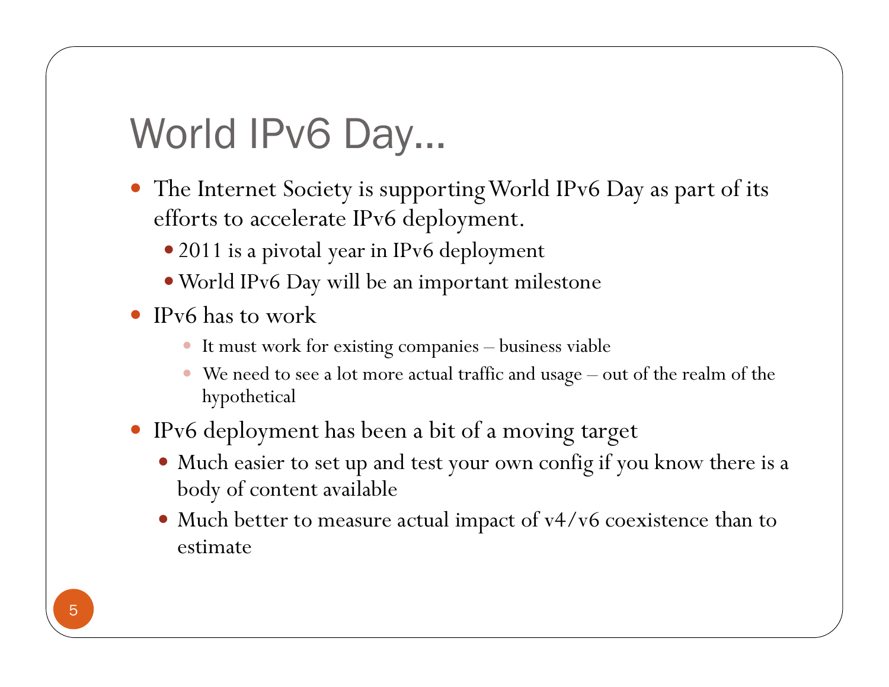# World IPv6 Day…

- The Internet Society is supporting World IPv6 Day as part of its efforts to accelerate IPv6 deployment.
  - 2011 is a pivotal year in IPv6 deployment
  - World IPv6 Day will be an important milestone
- IPv6 has to work
  - It must work for existing companies – business viable
  - We need to see a lot more actual traffic and usage – out of the realm of the hypothetical
- IPv6 deployment has been a bit of a moving target
  - Much easier to set up and test your own config if you know there is a body of content available
  - Much better to measure actual impact of v4/v6 coexistence than to estimate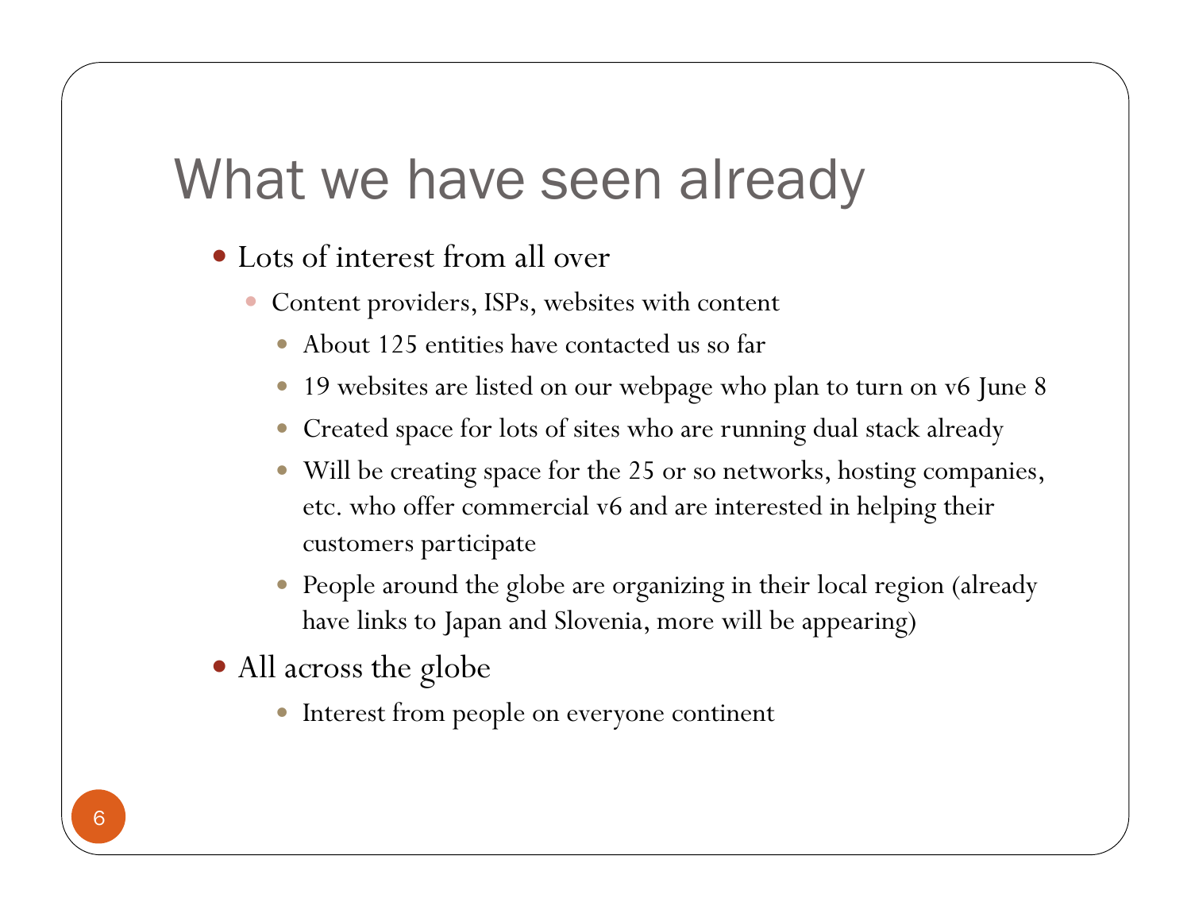# What we have seen already

- Lots of interest from all over
  - Content providers, ISPs, websites with content
    - About 125 entities have contacted us so far
    - 19 websites are listed on our webpage who plan to turn on v6 June 8
    - Created space for lots of sites who are running dual stack already
    - Will be creating space for the 25 or so networks, hosting companies, etc. who offer commercial v6 and are interested in helping their customers participate
    - People around the globe are organizing in their local region (already have links to Japan and Slovenia, more will be appearing)
- All across the globe
    - Interest from people on everyone continent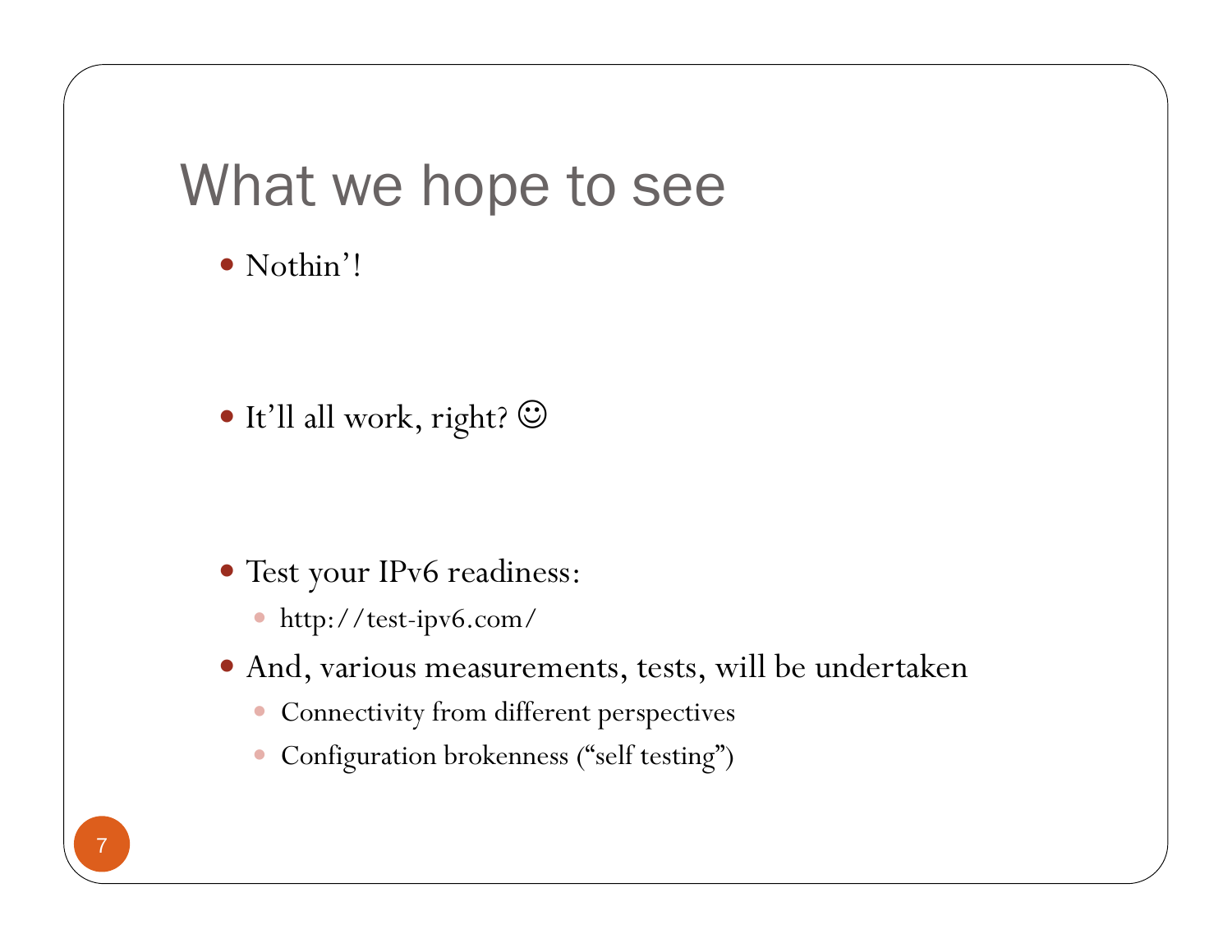# What we hope to see

- Nothin'!

- It'll all work, right? ☺

- Test your IPv6 readiness:
  - http://test-ipv6.com/
- And, various measurements, tests, will be undertaken
  - Connectivity from different perspectives
  - Configuration brokenness ("self testing")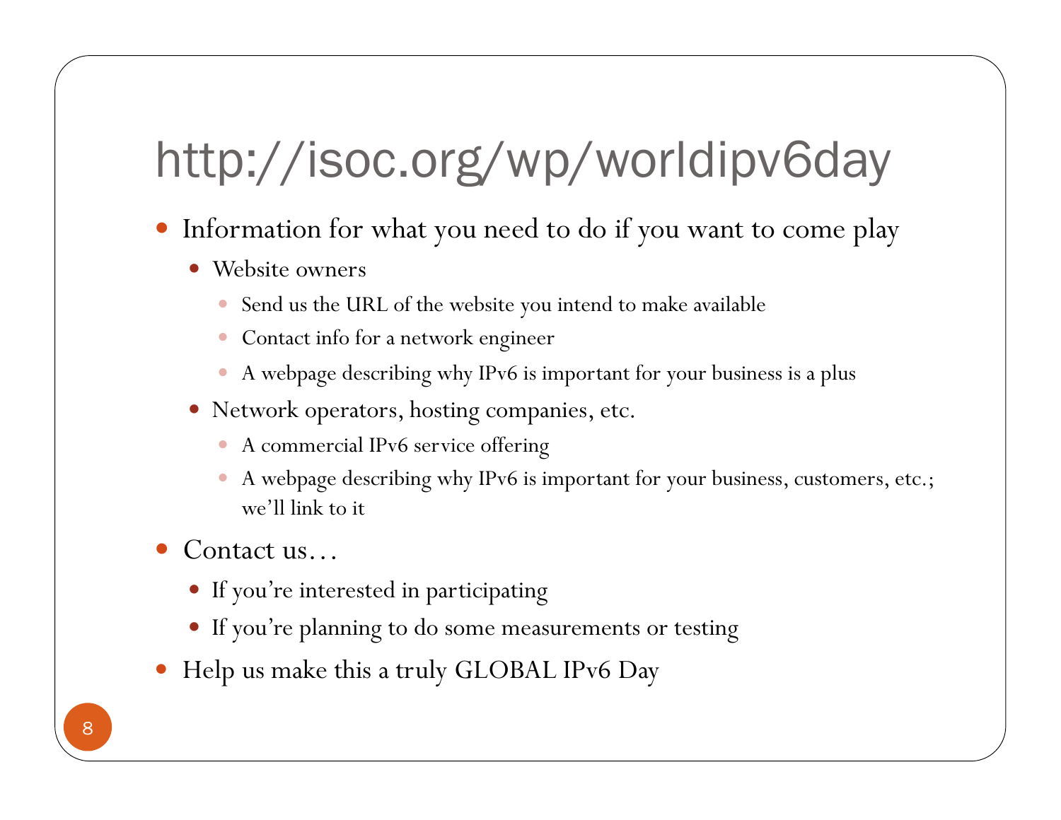# http://isoc.org/wp/worldipv6day

- Information for what you need to do if you want to come play
  - Website owners
    - Send us the URL of the website you intend to make available
    - Contact info for a network engineer
    - A webpage describing why IPv6 is important for your business is a plus
  - Network operators, hosting companies, etc.
    - A commercial IPv6 service offering
    - A webpage describing why IPv6 is important for your business, customers, etc.; we'll link to it
- Contact us…
  - If you're interested in participating
  - If you're planning to do some measurements or testing
- Help us make this a truly GLOBAL IPv6 Day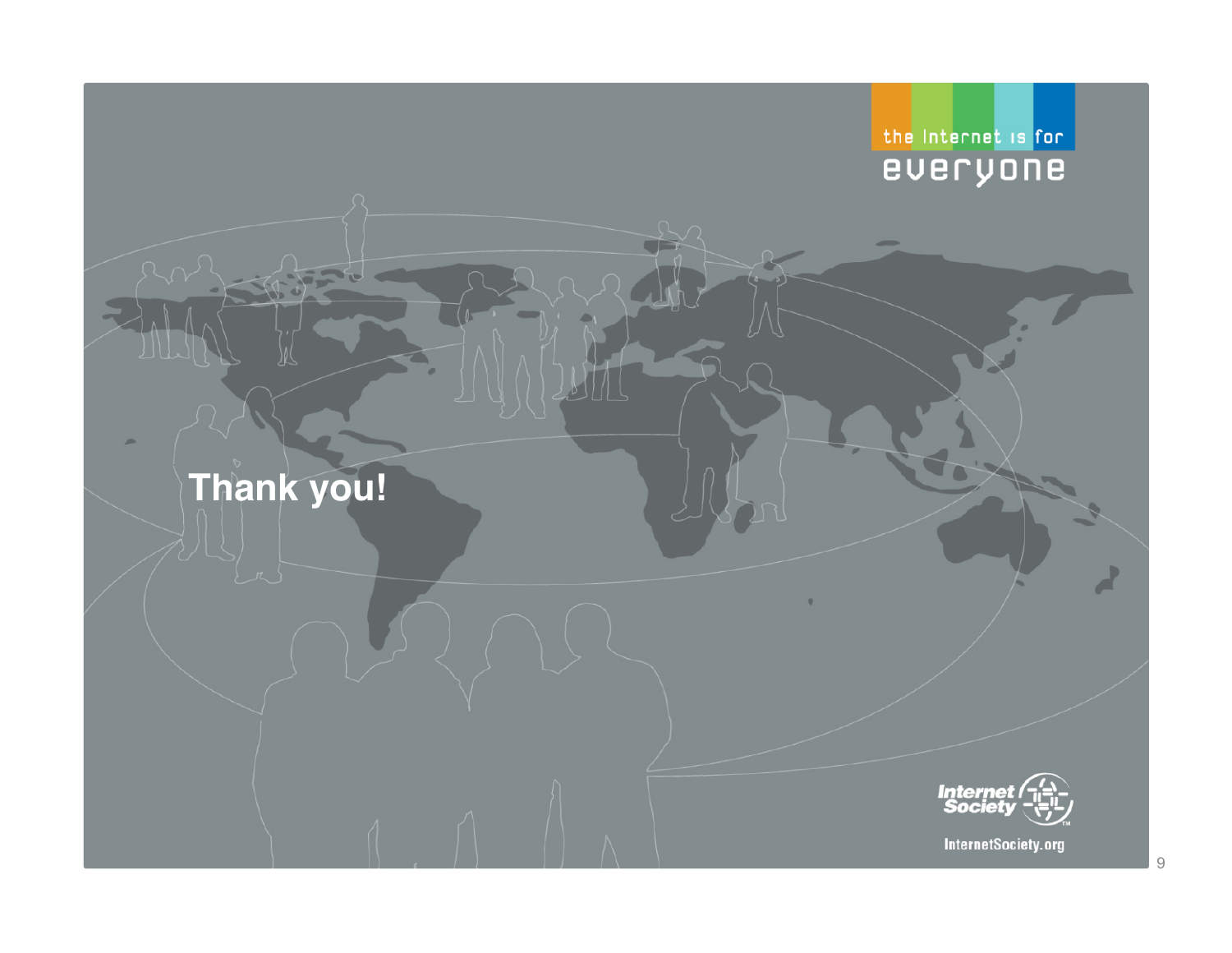the Internet is for everyone

# Thank you!

Internet Society

InternetSociety.org